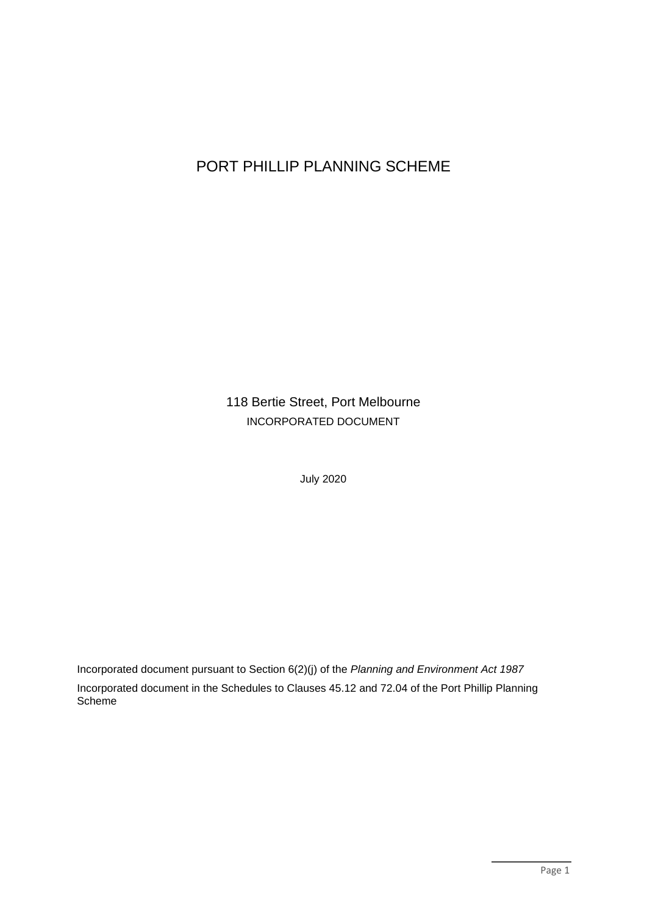# PORT PHILLIP PLANNING SCHEME

## 118 Bertie Street, Port Melbourne

INCORPORATED DOCUMENT

July 2020

Incorporated document pursuant to Section 6(2)(j) of the *Planning and Environment Act 1987*

Incorporated document in the Schedules to Clauses 45.12 and 72.04 of the Port Phillip Planning Scheme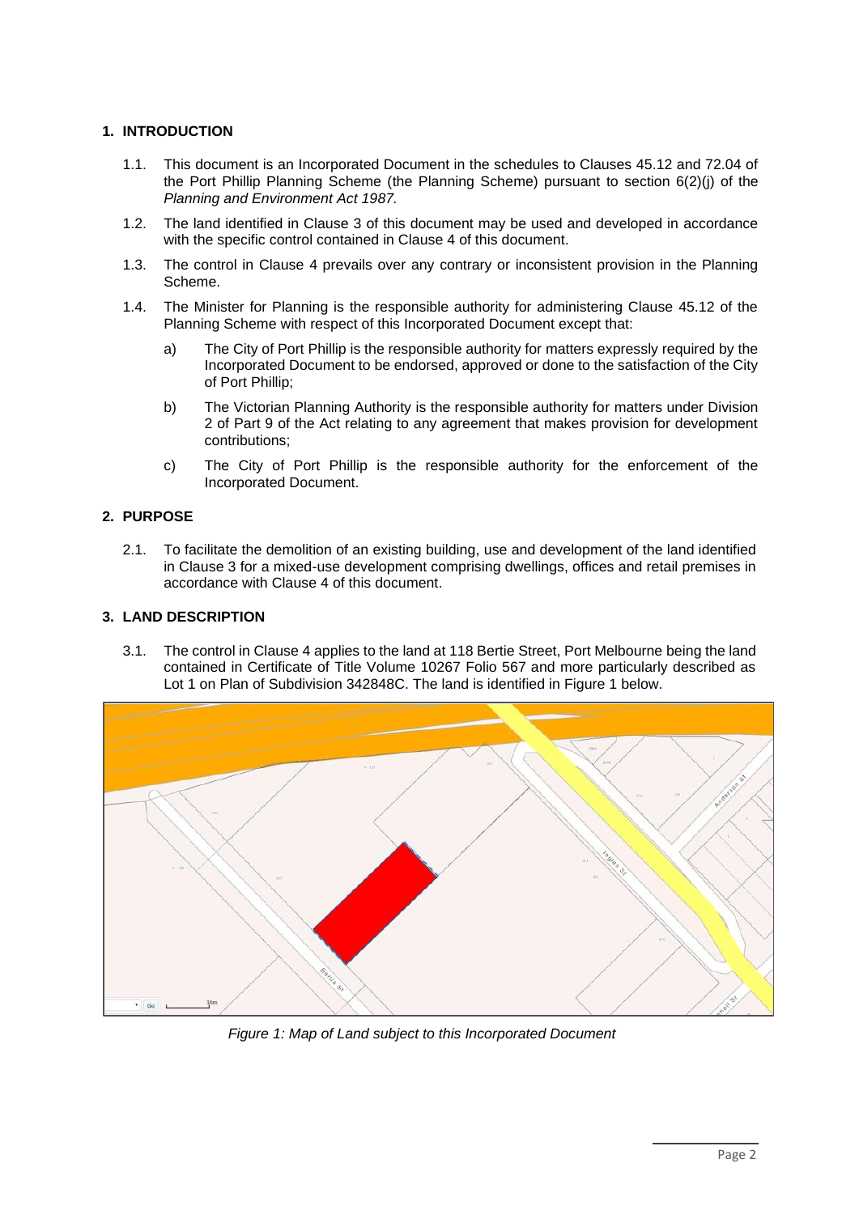## 1. INTRODUCTION

1.1. This document is an Incorporated Document in the schedules to Clauses 45.12 and 72.04 of the Port Phillip Planning Scheme (the Planning Scheme) pursuant to section 6(2)(j) of the *Planning and Environment Act 1987.*

1.2. The land identified in Clause 3 of this document may be used and developed in accordance with the specific control contained in Clause 4 of this document.

1.3. The control in Clause 4 prevails over any contrary or inconsistent provision in the Planning Scheme.

1.4. The Minister for Planning is the responsible authority for administering Clause 45.12 of the Planning Scheme with respect of this Incorporated Document except that:

a) The City of Port Phillip is the responsible authority for matters expressly required by the Incorporated Document to be endorsed, approved or done to the satisfaction of the City of Port Phillip;

b) The Victorian Planning Authority is the responsible authority for matters under Division 2 of Part 9 of the Act relating to any agreement that makes provision for development contributions;

c) The City of Port Phillip is the responsible authority for the enforcement of the Incorporated Document.

## 2. PURPOSE

2.1. To facilitate the demolition of an existing building, use and development of the land identified in Clause 3 for a mixed-use development comprising dwellings, offices and retail premises in accordance with Clause 4 of this document.

## 3. LAND DESCRIPTION

3.1. The control in Clause 4 applies to the land at 118 Bertie Street, Port Melbourne being the land contained in Certificate of Title Volume 10267 Folio 567 and more particularly described as Lot 1 on Plan of Subdivision 342848C. The land is identified in Figure 1 below.

*Figure 1: Map of Land subject to this Incorporated Document*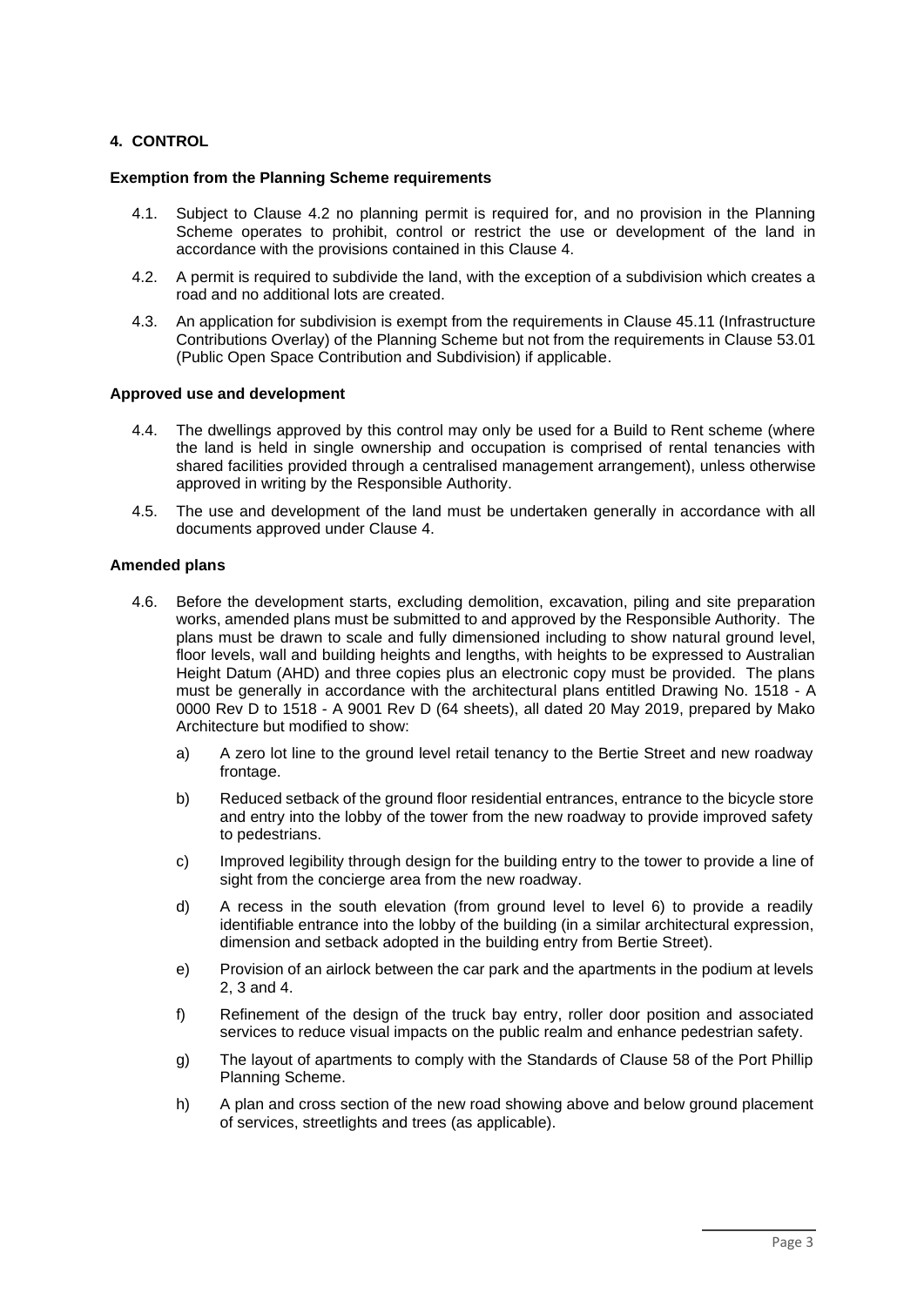## 4. CONTROL

### Exemption from the Planning Scheme requirements

4.1. Subject to Clause 4.2 no planning permit is required for, and no provision in the Planning Scheme operates to prohibit, control or restrict the use or development of the land in accordance with the provisions contained in this Clause 4.

4.2. A permit is required to subdivide the land, with the exception of a subdivision which creates a road and no additional lots are created.

4.3. An application for subdivision is exempt from the requirements in Clause 45.11 (Infrastructure Contributions Overlay) of the Planning Scheme but not from the requirements in Clause 53.01 (Public Open Space Contribution and Subdivision) if applicable.

### Approved use and development

4.4. The dwellings approved by this control may only be used for a Build to Rent scheme (where the land is held in single ownership and occupation is comprised of rental tenancies with shared facilities provided through a centralised management arrangement), unless otherwise approved in writing by the Responsible Authority.

4.5. The use and development of the land must be undertaken generally in accordance with all documents approved under Clause 4.

### Amended plans

4.6. Before the development starts, excluding demolition, excavation, piling and site preparation works, amended plans must be submitted to and approved by the Responsible Authority. The plans must be drawn to scale and fully dimensioned including to show natural ground level, floor levels, wall and building heights and lengths, with heights to be expressed to Australian Height Datum (AHD) and three copies plus an electronic copy must be provided. The plans must be generally in accordance with the architectural plans entitled Drawing No. 1518 - A 0000 Rev D to 1518 - A 9001 Rev D (64 sheets), all dated 20 May 2019, prepared by Mako Architecture but modified to show:

a) A zero lot line to the ground level retail tenancy to the Bertie Street and new roadway frontage.

b) Reduced setback of the ground floor residential entrances, entrance to the bicycle store and entry into the lobby of the tower from the new roadway to provide improved safety to pedestrians.

c) Improved legibility through design for the building entry to the tower to provide a line of sight from the concierge area from the new roadway.

d) A recess in the south elevation (from ground level to level 6) to provide a readily identifiable entrance into the lobby of the building (in a similar architectural expression, dimension and setback adopted in the building entry from Bertie Street).

e) Provision of an airlock between the car park and the apartments in the podium at levels 2, 3 and 4.

f) Refinement of the design of the truck bay entry, roller door position and associated services to reduce visual impacts on the public realm and enhance pedestrian safety.

g) The layout of apartments to comply with the Standards of Clause 58 of the Port Phillip Planning Scheme.

h) A plan and cross section of the new road showing above and below ground placement of services, streetlights and trees (as applicable).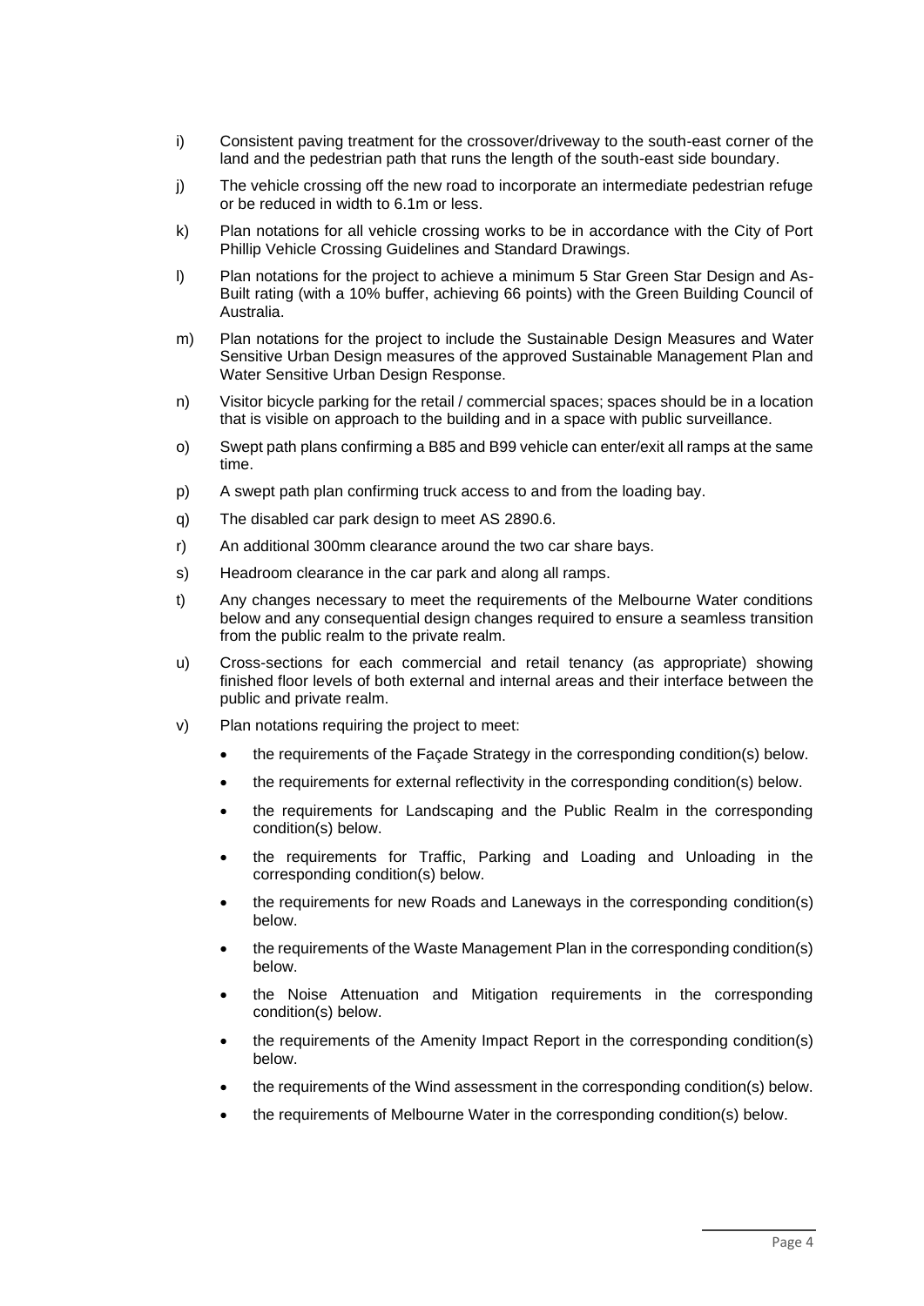i) Consistent paving treatment for the crossover/driveway to the south-east corner of the land and the pedestrian path that runs the length of the south-east side boundary.

j) The vehicle crossing off the new road to incorporate an intermediate pedestrian refuge or be reduced in width to 6.1m or less.

k) Plan notations for all vehicle crossing works to be in accordance with the City of Port Phillip Vehicle Crossing Guidelines and Standard Drawings.

l) Plan notations for the project to achieve a minimum 5 Star Green Star Design and As-Built rating (with a 10% buffer, achieving 66 points) with the Green Building Council of Australia.

m) Plan notations for the project to include the Sustainable Design Measures and Water Sensitive Urban Design measures of the approved Sustainable Management Plan and Water Sensitive Urban Design Response.

n) Visitor bicycle parking for the retail / commercial spaces; spaces should be in a location that is visible on approach to the building and in a space with public surveillance.

o) Swept path plans confirming a B85 and B99 vehicle can enter/exit all ramps at the same time.

p) A swept path plan confirming truck access to and from the loading bay.

q) The disabled car park design to meet AS 2890.6.

r) An additional 300mm clearance around the two car share bays.

s) Headroom clearance in the car park and along all ramps.

t) Any changes necessary to meet the requirements of the Melbourne Water conditions below and any consequential design changes required to ensure a seamless transition from the public realm to the private realm.

u) Cross-sections for each commercial and retail tenancy (as appropriate) showing finished floor levels of both external and internal areas and their interface between the public and private realm.

v) Plan notations requiring the project to meet:

- the requirements of the Façade Strategy in the corresponding condition(s) below.
- the requirements for external reflectivity in the corresponding condition(s) below.
- the requirements for Landscaping and the Public Realm in the corresponding condition(s) below.
- the requirements for Traffic, Parking and Loading and Unloading in the corresponding condition(s) below.
- the requirements for new Roads and Laneways in the corresponding condition(s) below.
- the requirements of the Waste Management Plan in the corresponding condition(s) below.
- the Noise Attenuation and Mitigation requirements in the corresponding condition(s) below.
- the requirements of the Amenity Impact Report in the corresponding condition(s) below.
- the requirements of the Wind assessment in the corresponding condition(s) below.
- the requirements of Melbourne Water in the corresponding condition(s) below.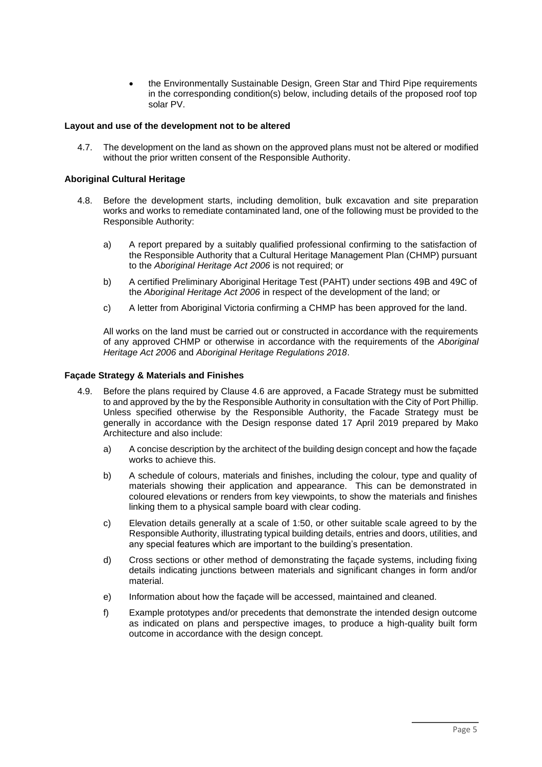- the Environmentally Sustainable Design, Green Star and Third Pipe requirements in the corresponding condition(s) below, including details of the proposed roof top solar PV.

**Layout and use of the development not to be altered**

4.7. The development on the land as shown on the approved plans must not be altered or modified without the prior written consent of the Responsible Authority.

**Aboriginal Cultural Heritage**

4.8. Before the development starts, including demolition, bulk excavation and site preparation works and works to remediate contaminated land, one of the following must be provided to the Responsible Authority:

a) A report prepared by a suitably qualified professional confirming to the satisfaction of the Responsible Authority that a Cultural Heritage Management Plan (CHMP) pursuant to the *Aboriginal Heritage Act 2006* is not required; or

b) A certified Preliminary Aboriginal Heritage Test (PAHT) under sections 49B and 49C of the *Aboriginal Heritage Act 2006* in respect of the development of the land; or

c) A letter from Aboriginal Victoria confirming a CHMP has been approved for the land.

All works on the land must be carried out or constructed in accordance with the requirements of any approved CHMP or otherwise in accordance with the requirements of the *Aboriginal Heritage Act 2006* and *Aboriginal Heritage Regulations 2018*.

**Façade Strategy & Materials and Finishes**

4.9. Before the plans required by Clause 4.6 are approved, a Facade Strategy must be submitted to and approved by the by the Responsible Authority in consultation with the City of Port Phillip. Unless specified otherwise by the Responsible Authority, the Facade Strategy must be generally in accordance with the Design response dated 17 April 2019 prepared by Mako Architecture and also include:

a) A concise description by the architect of the building design concept and how the façade works to achieve this.

b) A schedule of colours, materials and finishes, including the colour, type and quality of materials showing their application and appearance. This can be demonstrated in coloured elevations or renders from key viewpoints, to show the materials and finishes linking them to a physical sample board with clear coding.

c) Elevation details generally at a scale of 1:50, or other suitable scale agreed to by the Responsible Authority, illustrating typical building details, entries and doors, utilities, and any special features which are important to the building's presentation.

d) Cross sections or other method of demonstrating the façade systems, including fixing details indicating junctions between materials and significant changes in form and/or material.

e) Information about how the façade will be accessed, maintained and cleaned.

f) Example prototypes and/or precedents that demonstrate the intended design outcome as indicated on plans and perspective images, to produce a high-quality built form outcome in accordance with the design concept.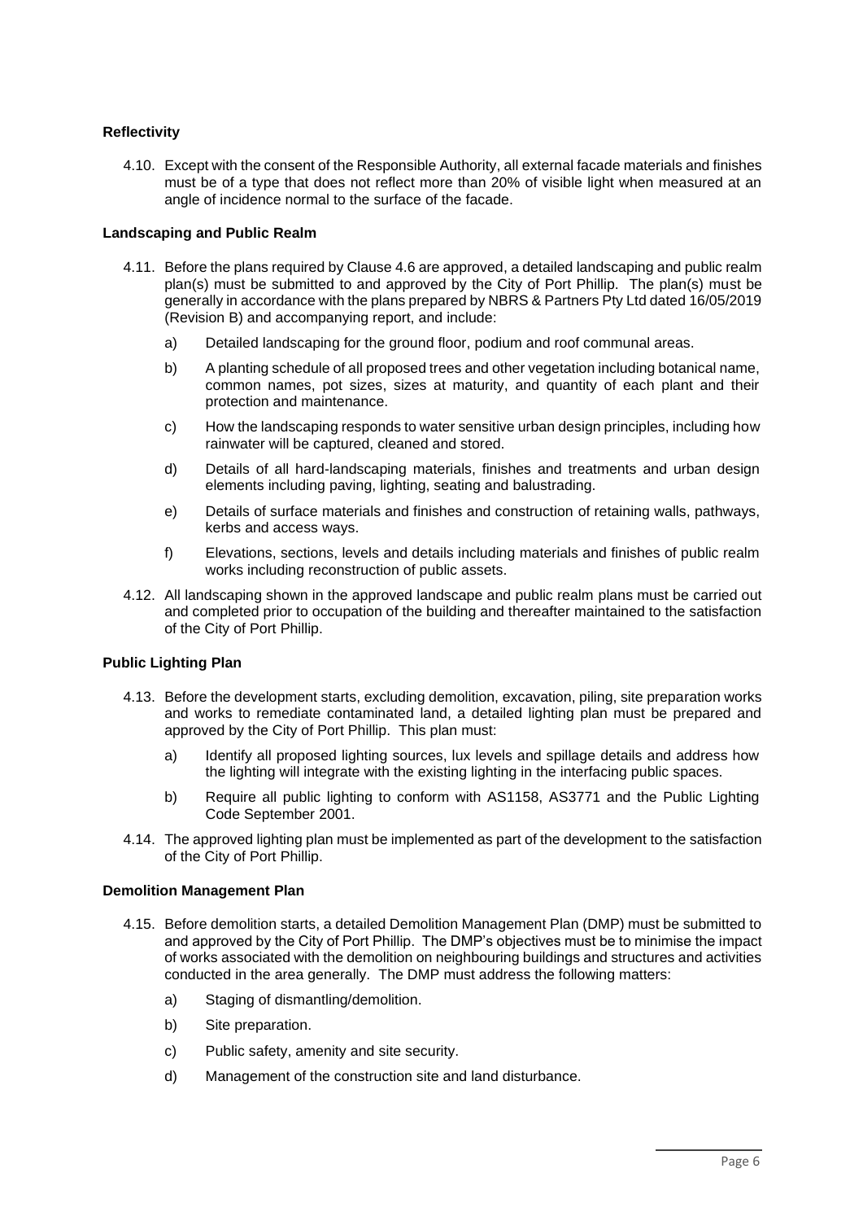**Reflectivity**

4.10. Except with the consent of the Responsible Authority, all external facade materials and finishes must be of a type that does not reflect more than 20% of visible light when measured at an angle of incidence normal to the surface of the facade.

**Landscaping and Public Realm**

4.11. Before the plans required by Clause 4.6 are approved, a detailed landscaping and public realm plan(s) must be submitted to and approved by the City of Port Phillip. The plan(s) must be generally in accordance with the plans prepared by NBRS & Partners Pty Ltd dated 16/05/2019 (Revision B) and accompanying report, and include:

   a) Detailed landscaping for the ground floor, podium and roof communal areas.

   b) A planting schedule of all proposed trees and other vegetation including botanical name, common names, pot sizes, sizes at maturity, and quantity of each plant and their protection and maintenance.

   c) How the landscaping responds to water sensitive urban design principles, including how rainwater will be captured, cleaned and stored.

   d) Details of all hard-landscaping materials, finishes and treatments and urban design elements including paving, lighting, seating and balustrading.

   e) Details of surface materials and finishes and construction of retaining walls, pathways, kerbs and access ways.

   f) Elevations, sections, levels and details including materials and finishes of public realm works including reconstruction of public assets.

4.12. All landscaping shown in the approved landscape and public realm plans must be carried out and completed prior to occupation of the building and thereafter maintained to the satisfaction of the City of Port Phillip.

**Public Lighting Plan**

4.13. Before the development starts, excluding demolition, excavation, piling, site preparation works and works to remediate contaminated land, a detailed lighting plan must be prepared and approved by the City of Port Phillip. This plan must:

   a) Identify all proposed lighting sources, lux levels and spillage details and address how the lighting will integrate with the existing lighting in the interfacing public spaces.

   b) Require all public lighting to conform with AS1158, AS3771 and the Public Lighting Code September 2001.

4.14. The approved lighting plan must be implemented as part of the development to the satisfaction of the City of Port Phillip.

**Demolition Management Plan**

4.15. Before demolition starts, a detailed Demolition Management Plan (DMP) must be submitted to and approved by the City of Port Phillip. The DMP's objectives must be to minimise the impact of works associated with the demolition on neighbouring buildings and structures and activities conducted in the area generally. The DMP must address the following matters:

   a) Staging of dismantling/demolition.

   b) Site preparation.

   c) Public safety, amenity and site security.

   d) Management of the construction site and land disturbance.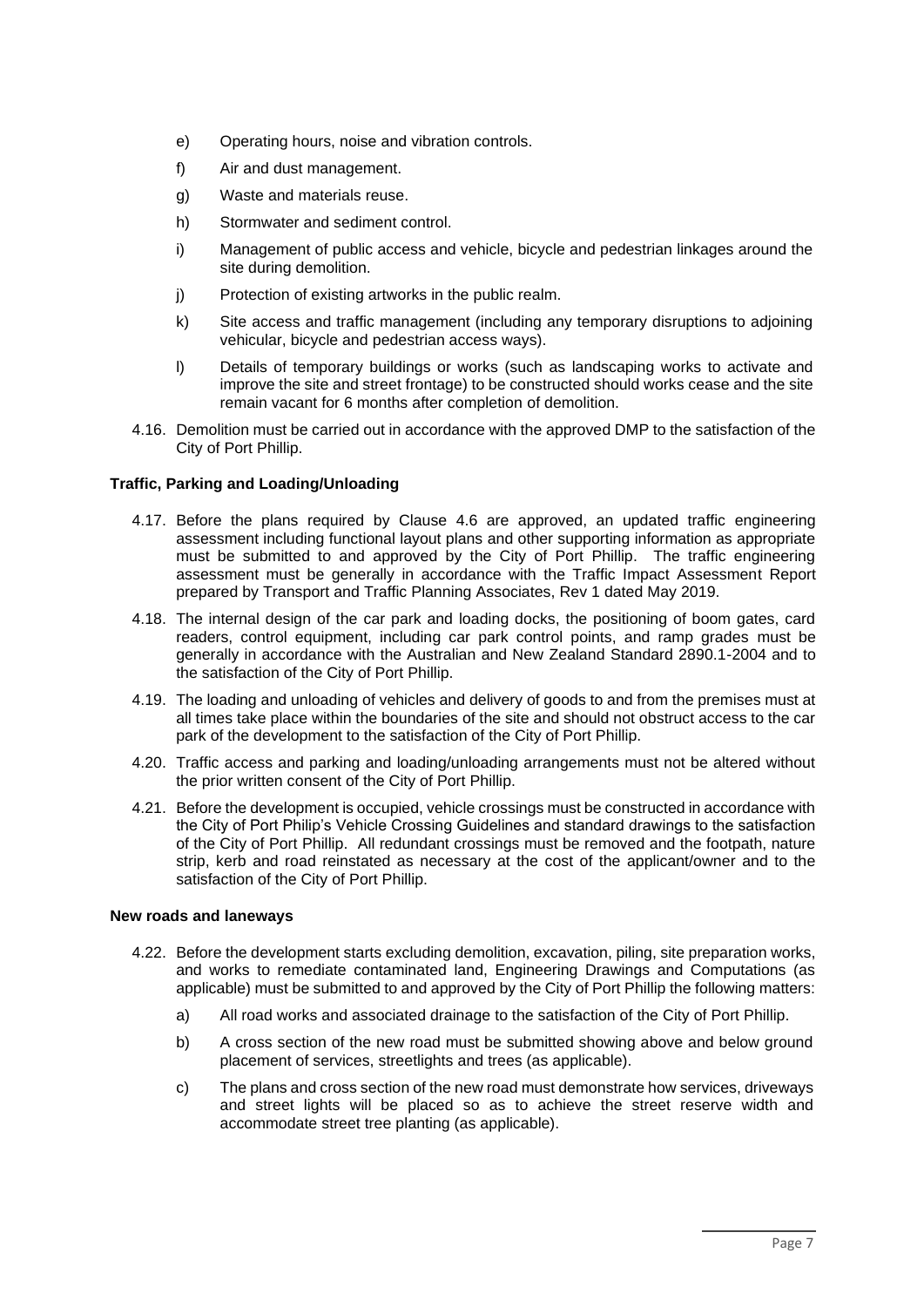e) Operating hours, noise and vibration controls.

f) Air and dust management.

g) Waste and materials reuse.

h) Stormwater and sediment control.

i) Management of public access and vehicle, bicycle and pedestrian linkages around the site during demolition.

j) Protection of existing artworks in the public realm.

k) Site access and traffic management (including any temporary disruptions to adjoining vehicular, bicycle and pedestrian access ways).

l) Details of temporary buildings or works (such as landscaping works to activate and improve the site and street frontage) to be constructed should works cease and the site remain vacant for 6 months after completion of demolition.

4.16. Demolition must be carried out in accordance with the approved DMP to the satisfaction of the City of Port Phillip.

**Traffic, Parking and Loading/Unloading**

4.17. Before the plans required by Clause 4.6 are approved, an updated traffic engineering assessment including functional layout plans and other supporting information as appropriate must be submitted to and approved by the City of Port Phillip. The traffic engineering assessment must be generally in accordance with the Traffic Impact Assessment Report prepared by Transport and Traffic Planning Associates, Rev 1 dated May 2019.

4.18. The internal design of the car park and loading docks, the positioning of boom gates, card readers, control equipment, including car park control points, and ramp grades must be generally in accordance with the Australian and New Zealand Standard 2890.1-2004 and to the satisfaction of the City of Port Phillip.

4.19. The loading and unloading of vehicles and delivery of goods to and from the premises must at all times take place within the boundaries of the site and should not obstruct access to the car park of the development to the satisfaction of the City of Port Phillip.

4.20. Traffic access and parking and loading/unloading arrangements must not be altered without the prior written consent of the City of Port Phillip.

4.21. Before the development is occupied, vehicle crossings must be constructed in accordance with the City of Port Philip's Vehicle Crossing Guidelines and standard drawings to the satisfaction of the City of Port Phillip. All redundant crossings must be removed and the footpath, nature strip, kerb and road reinstated as necessary at the cost of the applicant/owner and to the satisfaction of the City of Port Phillip.

**New roads and laneways**

4.22. Before the development starts excluding demolition, excavation, piling, site preparation works, and works to remediate contaminated land, Engineering Drawings and Computations (as applicable) must be submitted to and approved by the City of Port Phillip the following matters:

a) All road works and associated drainage to the satisfaction of the City of Port Phillip.

b) A cross section of the new road must be submitted showing above and below ground placement of services, streetlights and trees (as applicable).

c) The plans and cross section of the new road must demonstrate how services, driveways and street lights will be placed so as to achieve the street reserve width and accommodate street tree planting (as applicable).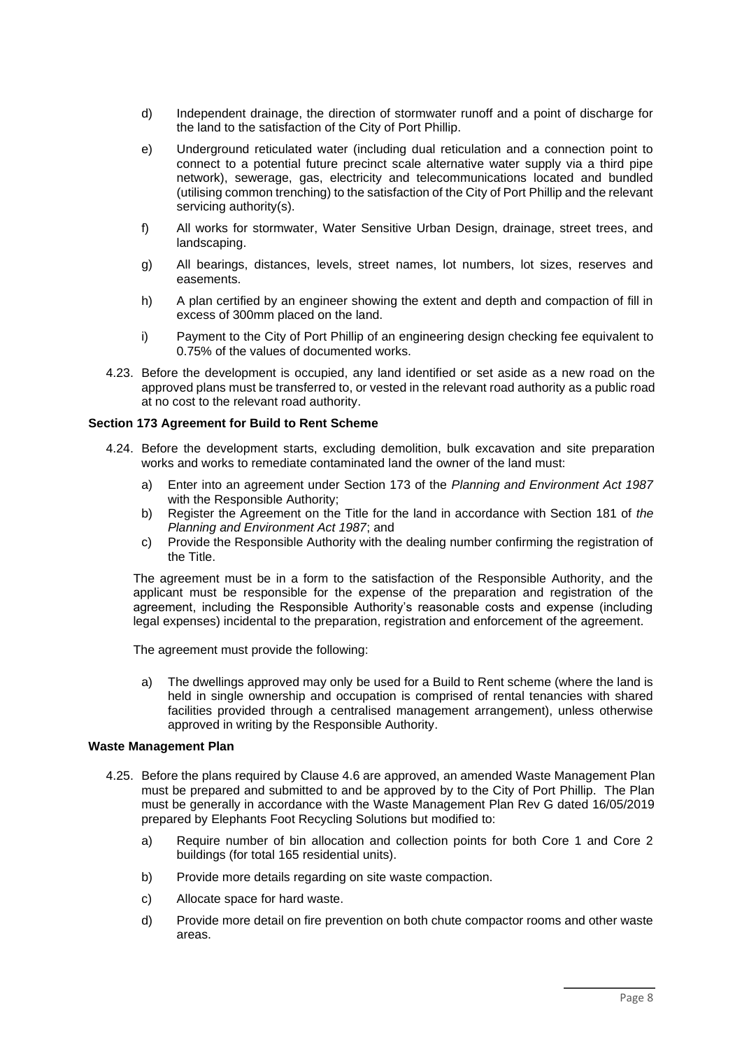d) Independent drainage, the direction of stormwater runoff and a point of discharge for the land to the satisfaction of the City of Port Phillip.

e) Underground reticulated water (including dual reticulation and a connection point to connect to a potential future precinct scale alternative water supply via a third pipe network), sewerage, gas, electricity and telecommunications located and bundled (utilising common trenching) to the satisfaction of the City of Port Phillip and the relevant servicing authority(s).

f) All works for stormwater, Water Sensitive Urban Design, drainage, street trees, and landscaping.

g) All bearings, distances, levels, street names, lot numbers, lot sizes, reserves and easements.

h) A plan certified by an engineer showing the extent and depth and compaction of fill in excess of 300mm placed on the land.

i) Payment to the City of Port Phillip of an engineering design checking fee equivalent to 0.75% of the values of documented works.

4.23. Before the development is occupied, any land identified or set aside as a new road on the approved plans must be transferred to, or vested in the relevant road authority as a public road at no cost to the relevant road authority.

**Section 173 Agreement for Build to Rent Scheme**

4.24. Before the development starts, excluding demolition, bulk excavation and site preparation works and works to remediate contaminated land the owner of the land must:

a) Enter into an agreement under Section 173 of the *Planning and Environment Act 1987* with the Responsible Authority;

b) Register the Agreement on the Title for the land in accordance with Section 181 of *the Planning and Environment Act 1987*; and

c) Provide the Responsible Authority with the dealing number confirming the registration of the Title.

The agreement must be in a form to the satisfaction of the Responsible Authority, and the applicant must be responsible for the expense of the preparation and registration of the agreement, including the Responsible Authority's reasonable costs and expense (including legal expenses) incidental to the preparation, registration and enforcement of the agreement.

The agreement must provide the following:

a) The dwellings approved may only be used for a Build to Rent scheme (where the land is held in single ownership and occupation is comprised of rental tenancies with shared facilities provided through a centralised management arrangement), unless otherwise approved in writing by the Responsible Authority.

**Waste Management Plan**

4.25. Before the plans required by Clause 4.6 are approved, an amended Waste Management Plan must be prepared and submitted to and be approved by to the City of Port Phillip. The Plan must be generally in accordance with the Waste Management Plan Rev G dated 16/05/2019 prepared by Elephants Foot Recycling Solutions but modified to:

a) Require number of bin allocation and collection points for both Core 1 and Core 2 buildings (for total 165 residential units).

b) Provide more details regarding on site waste compaction.

c) Allocate space for hard waste.

d) Provide more detail on fire prevention on both chute compactor rooms and other waste areas.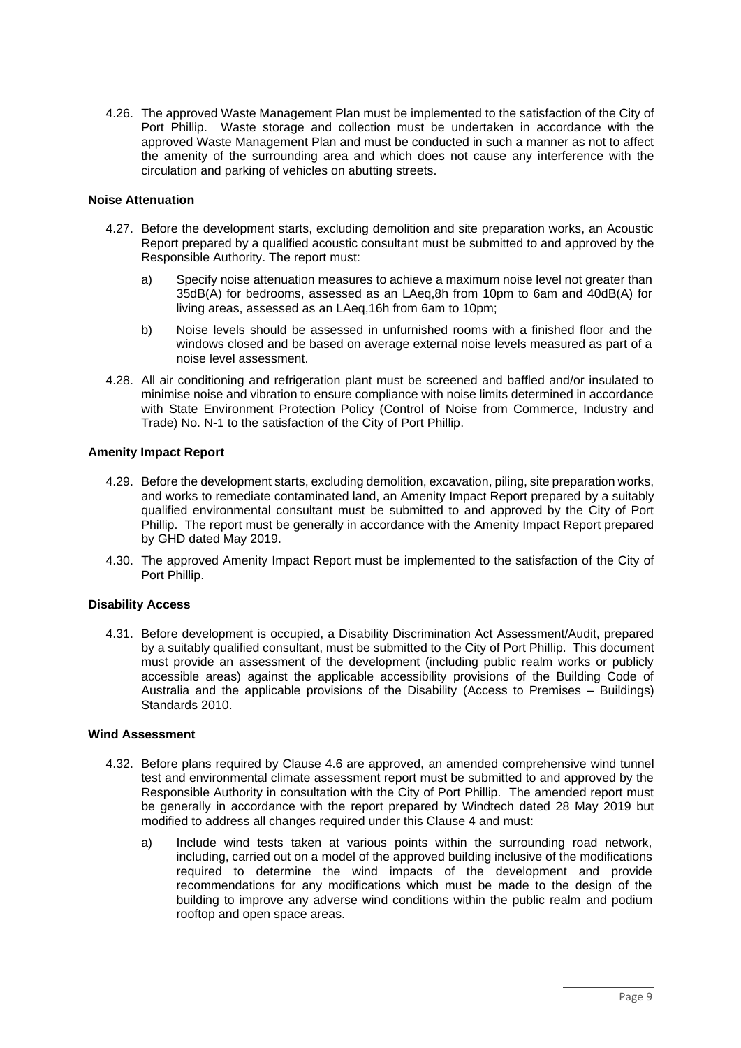4.26. The approved Waste Management Plan must be implemented to the satisfaction of the City of Port Phillip. Waste storage and collection must be undertaken in accordance with the approved Waste Management Plan and must be conducted in such a manner as not to affect the amenity of the surrounding area and which does not cause any interference with the circulation and parking of vehicles on abutting streets.

**Noise Attenuation**

4.27. Before the development starts, excluding demolition and site preparation works, an Acoustic Report prepared by a qualified acoustic consultant must be submitted to and approved by the Responsible Authority. The report must:

a) Specify noise attenuation measures to achieve a maximum noise level not greater than 35dB(A) for bedrooms, assessed as an LAeq,8h from 10pm to 6am and 40dB(A) for living areas, assessed as an LAeq,16h from 6am to 10pm;

b) Noise levels should be assessed in unfurnished rooms with a finished floor and the windows closed and be based on average external noise levels measured as part of a noise level assessment.

4.28. All air conditioning and refrigeration plant must be screened and baffled and/or insulated to minimise noise and vibration to ensure compliance with noise limits determined in accordance with State Environment Protection Policy (Control of Noise from Commerce, Industry and Trade) No. N-1 to the satisfaction of the City of Port Phillip.

**Amenity Impact Report**

4.29. Before the development starts, excluding demolition, excavation, piling, site preparation works, and works to remediate contaminated land, an Amenity Impact Report prepared by a suitably qualified environmental consultant must be submitted to and approved by the City of Port Phillip. The report must be generally in accordance with the Amenity Impact Report prepared by GHD dated May 2019.

4.30. The approved Amenity Impact Report must be implemented to the satisfaction of the City of Port Phillip.

**Disability Access**

4.31. Before development is occupied, a Disability Discrimination Act Assessment/Audit, prepared by a suitably qualified consultant, must be submitted to the City of Port Phillip. This document must provide an assessment of the development (including public realm works or publicly accessible areas) against the applicable accessibility provisions of the Building Code of Australia and the applicable provisions of the Disability (Access to Premises – Buildings) Standards 2010.

**Wind Assessment**

4.32. Before plans required by Clause 4.6 are approved, an amended comprehensive wind tunnel test and environmental climate assessment report must be submitted to and approved by the Responsible Authority in consultation with the City of Port Phillip. The amended report must be generally in accordance with the report prepared by Windtech dated 28 May 2019 but modified to address all changes required under this Clause 4 and must:

a) Include wind tests taken at various points within the surrounding road network, including, carried out on a model of the approved building inclusive of the modifications required to determine the wind impacts of the development and provide recommendations for any modifications which must be made to the design of the building to improve any adverse wind conditions within the public realm and podium rooftop and open space areas.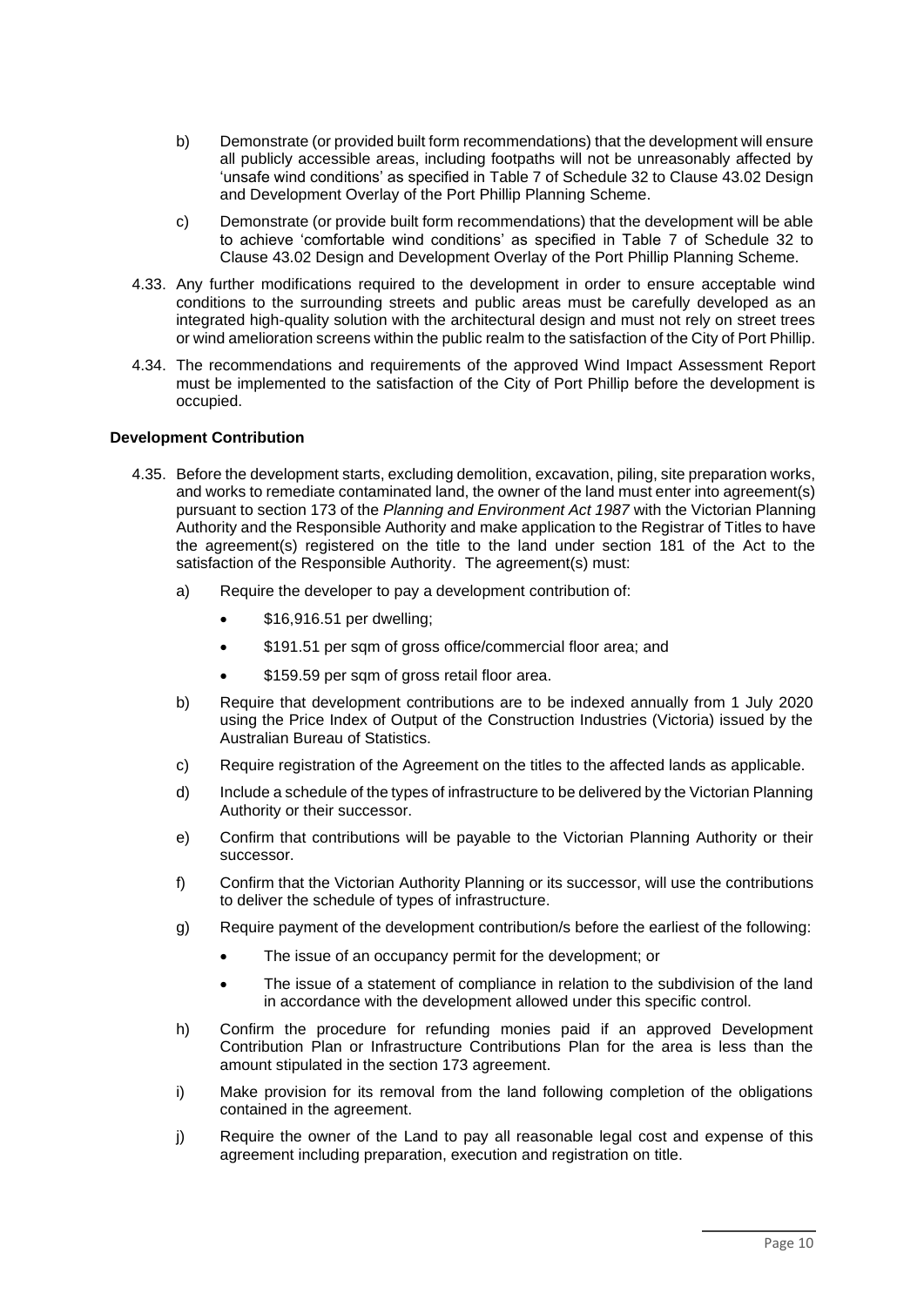b) Demonstrate (or provided built form recommendations) that the development will ensure all publicly accessible areas, including footpaths will not be unreasonably affected by 'unsafe wind conditions' as specified in Table 7 of Schedule 32 to Clause 43.02 Design and Development Overlay of the Port Phillip Planning Scheme.

c) Demonstrate (or provide built form recommendations) that the development will be able to achieve 'comfortable wind conditions' as specified in Table 7 of Schedule 32 to Clause 43.02 Design and Development Overlay of the Port Phillip Planning Scheme.

4.33. Any further modifications required to the development in order to ensure acceptable wind conditions to the surrounding streets and public areas must be carefully developed as an integrated high-quality solution with the architectural design and must not rely on street trees or wind amelioration screens within the public realm to the satisfaction of the City of Port Phillip.

4.34. The recommendations and requirements of the approved Wind Impact Assessment Report must be implemented to the satisfaction of the City of Port Phillip before the development is occupied.

**Development Contribution**

4.35. Before the development starts, excluding demolition, excavation, piling, site preparation works, and works to remediate contaminated land, the owner of the land must enter into agreement(s) pursuant to section 173 of the *Planning and Environment Act 1987* with the Victorian Planning Authority and the Responsible Authority and make application to the Registrar of Titles to have the agreement(s) registered on the title to the land under section 181 of the Act to the satisfaction of the Responsible Authority. The agreement(s) must:

a) Require the developer to pay a development contribution of:

- $16,916.51 per dwelling;
- $191.51 per sqm of gross office/commercial floor area; and
- $159.59 per sqm of gross retail floor area.

b) Require that development contributions are to be indexed annually from 1 July 2020 using the Price Index of Output of the Construction Industries (Victoria) issued by the Australian Bureau of Statistics.

c) Require registration of the Agreement on the titles to the affected lands as applicable.

d) Include a schedule of the types of infrastructure to be delivered by the Victorian Planning Authority or their successor.

e) Confirm that contributions will be payable to the Victorian Planning Authority or their successor.

f) Confirm that the Victorian Authority Planning or its successor, will use the contributions to deliver the schedule of types of infrastructure.

g) Require payment of the development contribution/s before the earliest of the following:

- The issue of an occupancy permit for the development; or
- The issue of a statement of compliance in relation to the subdivision of the land in accordance with the development allowed under this specific control.

h) Confirm the procedure for refunding monies paid if an approved Development Contribution Plan or Infrastructure Contributions Plan for the area is less than the amount stipulated in the section 173 agreement.

i) Make provision for its removal from the land following completion of the obligations contained in the agreement.

j) Require the owner of the Land to pay all reasonable legal cost and expense of this agreement including preparation, execution and registration on title.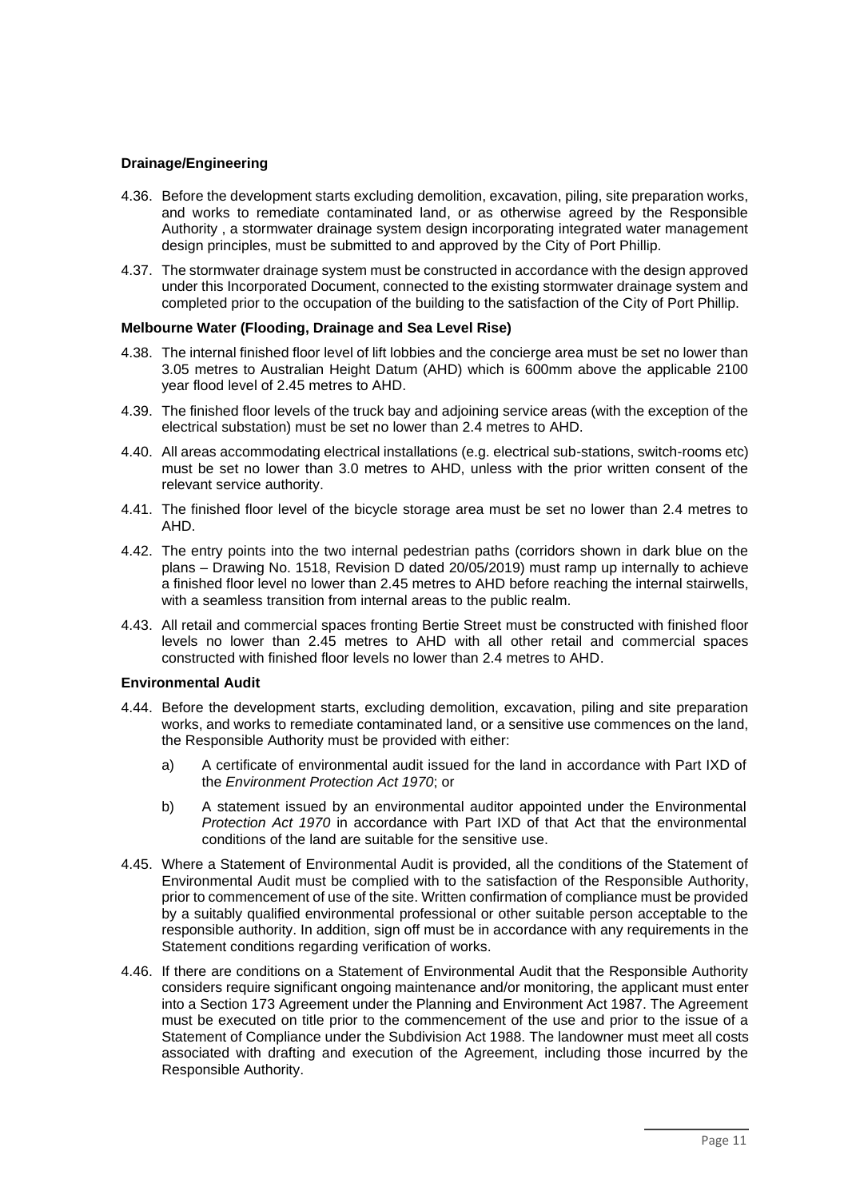**Drainage/Engineering**

4.36. Before the development starts excluding demolition, excavation, piling, site preparation works, and works to remediate contaminated land, or as otherwise agreed by the Responsible Authority , a stormwater drainage system design incorporating integrated water management design principles, must be submitted to and approved by the City of Port Phillip.

4.37. The stormwater drainage system must be constructed in accordance with the design approved under this Incorporated Document, connected to the existing stormwater drainage system and completed prior to the occupation of the building to the satisfaction of the City of Port Phillip.

**Melbourne Water (Flooding, Drainage and Sea Level Rise)**

4.38. The internal finished floor level of lift lobbies and the concierge area must be set no lower than 3.05 metres to Australian Height Datum (AHD) which is 600mm above the applicable 2100 year flood level of 2.45 metres to AHD.

4.39. The finished floor levels of the truck bay and adjoining service areas (with the exception of the electrical substation) must be set no lower than 2.4 metres to AHD.

4.40. All areas accommodating electrical installations (e.g. electrical sub-stations, switch-rooms etc) must be set no lower than 3.0 metres to AHD, unless with the prior written consent of the relevant service authority.

4.41. The finished floor level of the bicycle storage area must be set no lower than 2.4 metres to AHD.

4.42. The entry points into the two internal pedestrian paths (corridors shown in dark blue on the plans – Drawing No. 1518, Revision D dated 20/05/2019) must ramp up internally to achieve a finished floor level no lower than 2.45 metres to AHD before reaching the internal stairwells, with a seamless transition from internal areas to the public realm.

4.43. All retail and commercial spaces fronting Bertie Street must be constructed with finished floor levels no lower than 2.45 metres to AHD with all other retail and commercial spaces constructed with finished floor levels no lower than 2.4 metres to AHD.

**Environmental Audit**

4.44. Before the development starts, excluding demolition, excavation, piling and site preparation works, and works to remediate contaminated land, or a sensitive use commences on the land, the Responsible Authority must be provided with either:

a) A certificate of environmental audit issued for the land in accordance with Part IXD of the *Environment Protection Act 1970*; or

b) A statement issued by an environmental auditor appointed under the Environmental *Protection Act 1970* in accordance with Part IXD of that Act that the environmental conditions of the land are suitable for the sensitive use.

4.45. Where a Statement of Environmental Audit is provided, all the conditions of the Statement of Environmental Audit must be complied with to the satisfaction of the Responsible Authority, prior to commencement of use of the site. Written confirmation of compliance must be provided by a suitably qualified environmental professional or other suitable person acceptable to the responsible authority. In addition, sign off must be in accordance with any requirements in the Statement conditions regarding verification of works.

4.46. If there are conditions on a Statement of Environmental Audit that the Responsible Authority considers require significant ongoing maintenance and/or monitoring, the applicant must enter into a Section 173 Agreement under the Planning and Environment Act 1987. The Agreement must be executed on title prior to the commencement of the use and prior to the issue of a Statement of Compliance under the Subdivision Act 1988. The landowner must meet all costs associated with drafting and execution of the Agreement, including those incurred by the Responsible Authority.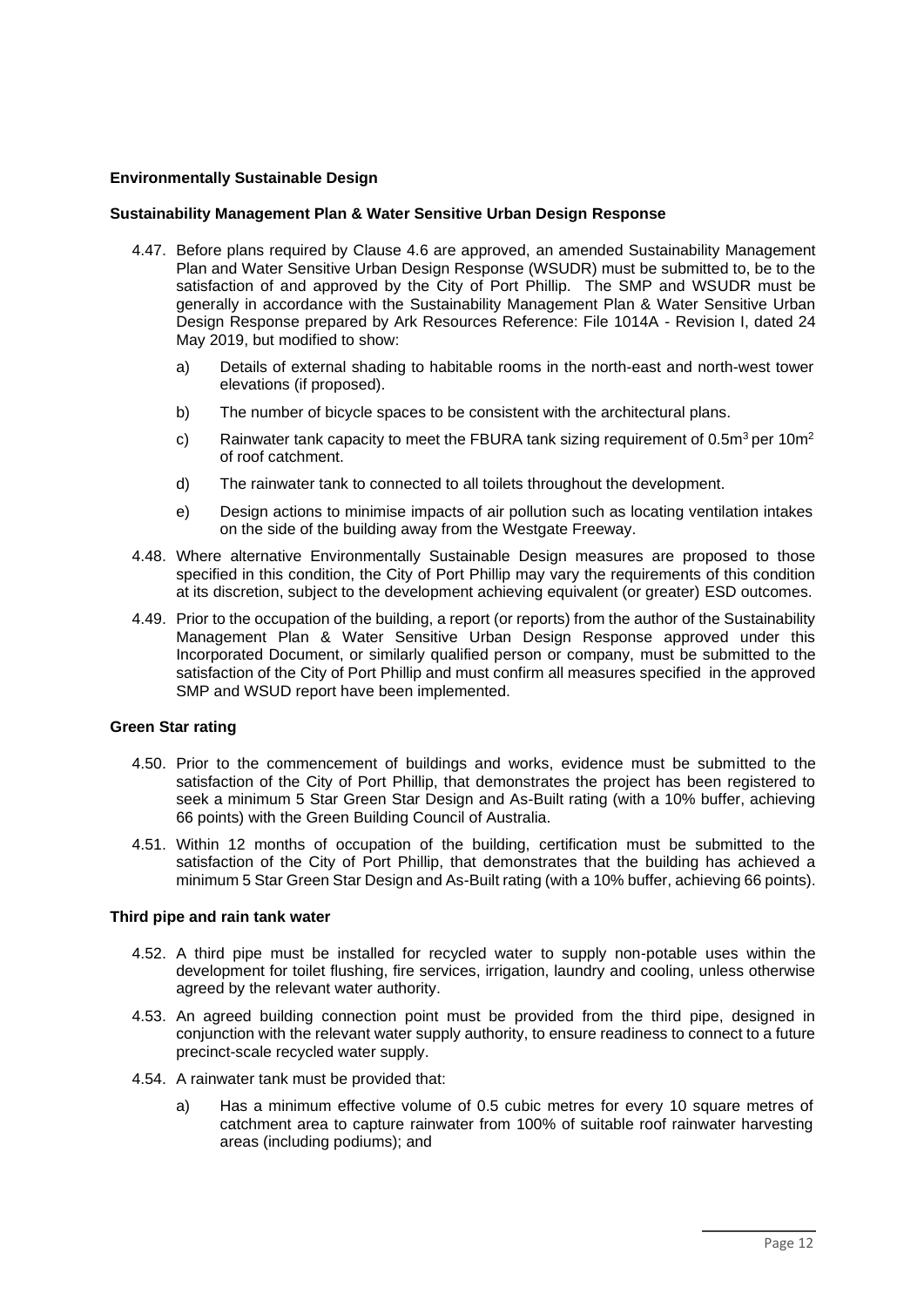**Environmentally Sustainable Design**

**Sustainability Management Plan & Water Sensitive Urban Design Response**

4.47. Before plans required by Clause 4.6 are approved, an amended Sustainability Management Plan and Water Sensitive Urban Design Response (WSUDR) must be submitted to, be to the satisfaction of and approved by the City of Port Phillip. The SMP and WSUDR must be generally in accordance with the Sustainability Management Plan & Water Sensitive Urban Design Response prepared by Ark Resources Reference: File 1014A - Revision I, dated 24 May 2019, but modified to show:

a) Details of external shading to habitable rooms in the north-east and north-west tower elevations (if proposed).

b) The number of bicycle spaces to be consistent with the architectural plans.

c) Rainwater tank capacity to meet the FBURA tank sizing requirement of $0.5m^3$ per $10m^2$ of roof catchment.

d) The rainwater tank to connected to all toilets throughout the development.

e) Design actions to minimise impacts of air pollution such as locating ventilation intakes on the side of the building away from the Westgate Freeway.

4.48. Where alternative Environmentally Sustainable Design measures are proposed to those specified in this condition, the City of Port Phillip may vary the requirements of this condition at its discretion, subject to the development achieving equivalent (or greater) ESD outcomes.

4.49. Prior to the occupation of the building, a report (or reports) from the author of the Sustainability Management Plan & Water Sensitive Urban Design Response approved under this Incorporated Document, or similarly qualified person or company, must be submitted to the satisfaction of the City of Port Phillip and must confirm all measures specified in the approved SMP and WSUD report have been implemented.

**Green Star rating**

4.50. Prior to the commencement of buildings and works, evidence must be submitted to the satisfaction of the City of Port Phillip, that demonstrates the project has been registered to seek a minimum 5 Star Green Star Design and As-Built rating (with a 10% buffer, achieving 66 points) with the Green Building Council of Australia.

4.51. Within 12 months of occupation of the building, certification must be submitted to the satisfaction of the City of Port Phillip, that demonstrates that the building has achieved a minimum 5 Star Green Star Design and As-Built rating (with a 10% buffer, achieving 66 points).

**Third pipe and rain tank water**

4.52. A third pipe must be installed for recycled water to supply non-potable uses within the development for toilet flushing, fire services, irrigation, laundry and cooling, unless otherwise agreed by the relevant water authority.

4.53. An agreed building connection point must be provided from the third pipe, designed in conjunction with the relevant water supply authority, to ensure readiness to connect to a future precinct-scale recycled water supply.

4.54. A rainwater tank must be provided that:

a) Has a minimum effective volume of 0.5 cubic metres for every 10 square metres of catchment area to capture rainwater from 100% of suitable roof rainwater harvesting areas (including podiums); and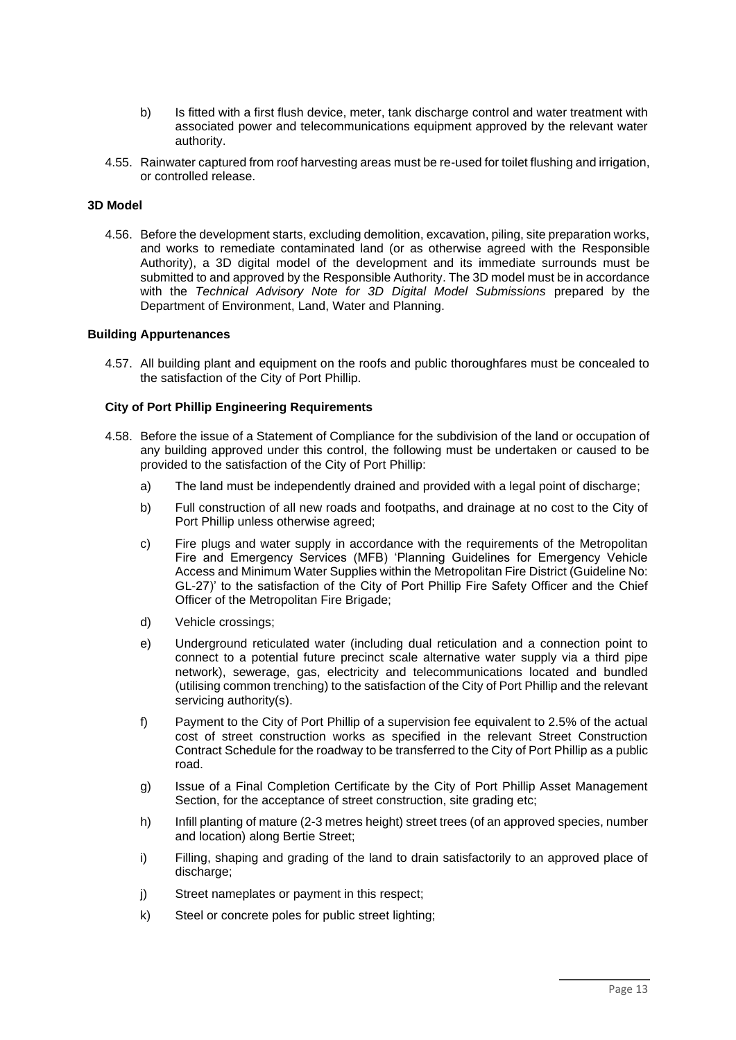b) Is fitted with a first flush device, meter, tank discharge control and water treatment with associated power and telecommunications equipment approved by the relevant water authority.

4.55. Rainwater captured from roof harvesting areas must be re-used for toilet flushing and irrigation, or controlled release.

**3D Model**

4.56. Before the development starts, excluding demolition, excavation, piling, site preparation works, and works to remediate contaminated land (or as otherwise agreed with the Responsible Authority), a 3D digital model of the development and its immediate surrounds must be submitted to and approved by the Responsible Authority. The 3D model must be in accordance with the *Technical Advisory Note for 3D Digital Model Submissions* prepared by the Department of Environment, Land, Water and Planning.

**Building Appurtenances**

4.57. All building plant and equipment on the roofs and public thoroughfares must be concealed to the satisfaction of the City of Port Phillip.

**City of Port Phillip Engineering Requirements**

4.58. Before the issue of a Statement of Compliance for the subdivision of the land or occupation of any building approved under this control, the following must be undertaken or caused to be provided to the satisfaction of the City of Port Phillip:

a) The land must be independently drained and provided with a legal point of discharge;

b) Full construction of all new roads and footpaths, and drainage at no cost to the City of Port Phillip unless otherwise agreed;

c) Fire plugs and water supply in accordance with the requirements of the Metropolitan Fire and Emergency Services (MFB) 'Planning Guidelines for Emergency Vehicle Access and Minimum Water Supplies within the Metropolitan Fire District (Guideline No: GL-27)' to the satisfaction of the City of Port Phillip Fire Safety Officer and the Chief Officer of the Metropolitan Fire Brigade;

d) Vehicle crossings;

e) Underground reticulated water (including dual reticulation and a connection point to connect to a potential future precinct scale alternative water supply via a third pipe network), sewerage, gas, electricity and telecommunications located and bundled (utilising common trenching) to the satisfaction of the City of Port Phillip and the relevant servicing authority(s).

f) Payment to the City of Port Phillip of a supervision fee equivalent to 2.5% of the actual cost of street construction works as specified in the relevant Street Construction Contract Schedule for the roadway to be transferred to the City of Port Phillip as a public road.

g) Issue of a Final Completion Certificate by the City of Port Phillip Asset Management Section, for the acceptance of street construction, site grading etc;

h) Infill planting of mature (2-3 metres height) street trees (of an approved species, number and location) along Bertie Street;

i) Filling, shaping and grading of the land to drain satisfactorily to an approved place of discharge;

j) Street nameplates or payment in this respect;

k) Steel or concrete poles for public street lighting;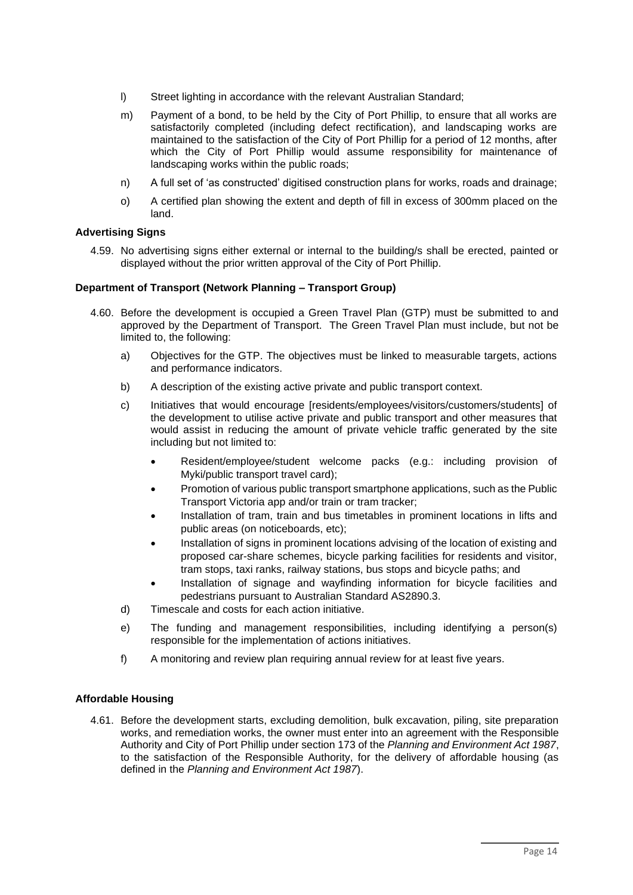l) Street lighting in accordance with the relevant Australian Standard;

m) Payment of a bond, to be held by the City of Port Phillip, to ensure that all works are satisfactorily completed (including defect rectification), and landscaping works are maintained to the satisfaction of the City of Port Phillip for a period of 12 months, after which the City of Port Phillip would assume responsibility for maintenance of landscaping works within the public roads;

n) A full set of 'as constructed' digitised construction plans for works, roads and drainage;

o) A certified plan showing the extent and depth of fill in excess of 300mm placed on the land.

**Advertising Signs**

4.59. No advertising signs either external or internal to the building/s shall be erected, painted or displayed without the prior written approval of the City of Port Phillip.

**Department of Transport (Network Planning – Transport Group)**

4.60. Before the development is occupied a Green Travel Plan (GTP) must be submitted to and approved by the Department of Transport. The Green Travel Plan must include, but not be limited to, the following:

a) Objectives for the GTP. The objectives must be linked to measurable targets, actions and performance indicators.

b) A description of the existing active private and public transport context.

c) Initiatives that would encourage [residents/employees/visitors/customers/students] of the development to utilise active private and public transport and other measures that would assist in reducing the amount of private vehicle traffic generated by the site including but not limited to:

- Resident/employee/student welcome packs (e.g.: including provision of Myki/public transport travel card);
- Promotion of various public transport smartphone applications, such as the Public Transport Victoria app and/or train or tram tracker;
- Installation of tram, train and bus timetables in prominent locations in lifts and public areas (on noticeboards, etc);
- Installation of signs in prominent locations advising of the location of existing and proposed car-share schemes, bicycle parking facilities for residents and visitor, tram stops, taxi ranks, railway stations, bus stops and bicycle paths; and
- Installation of signage and wayfinding information for bicycle facilities and pedestrians pursuant to Australian Standard AS2890.3.

d) Timescale and costs for each action initiative.

e) The funding and management responsibilities, including identifying a person(s) responsible for the implementation of actions initiatives.

f) A monitoring and review plan requiring annual review for at least five years.

**Affordable Housing**

4.61. Before the development starts, excluding demolition, bulk excavation, piling, site preparation works, and remediation works, the owner must enter into an agreement with the Responsible Authority and City of Port Phillip under section 173 of the *Planning and Environment Act 1987*, to the satisfaction of the Responsible Authority, for the delivery of affordable housing (as defined in the *Planning and Environment Act 1987*).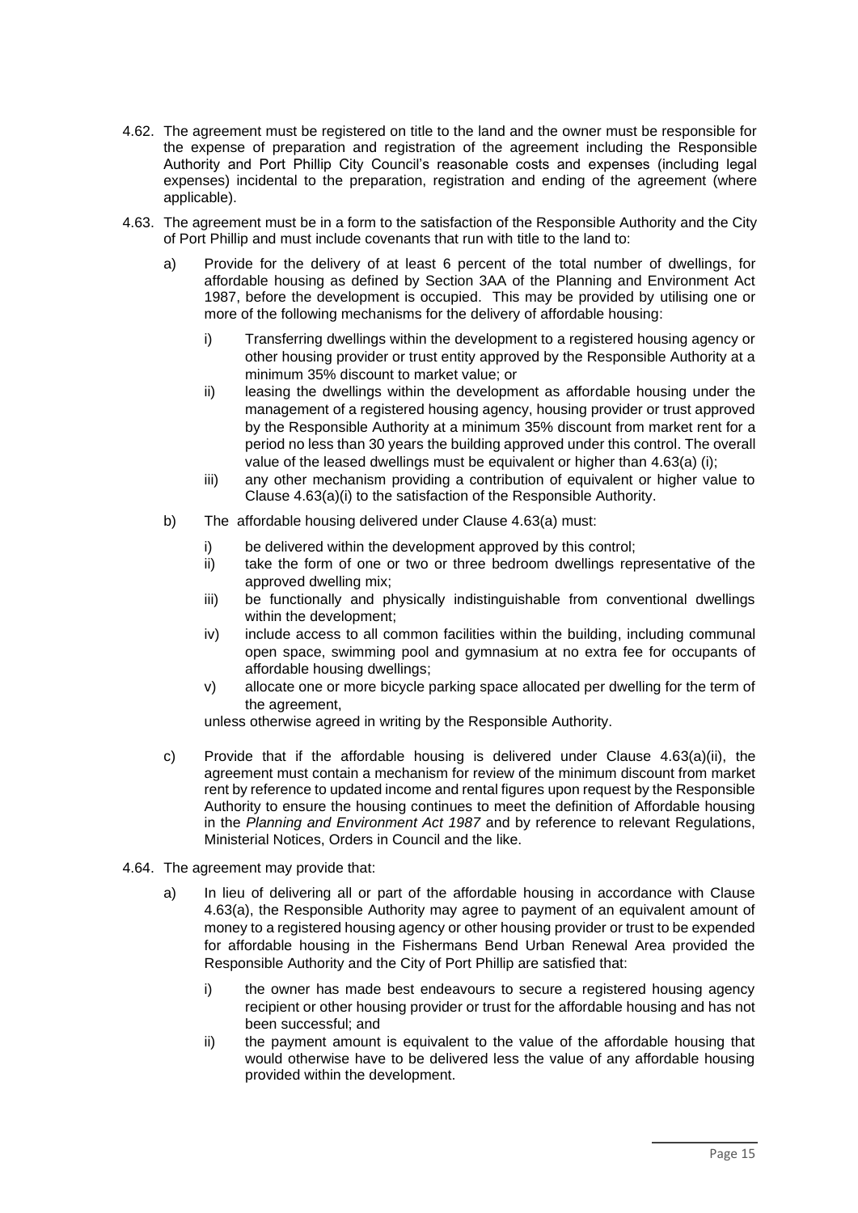4.62. The agreement must be registered on title to the land and the owner must be responsible for the expense of preparation and registration of the agreement including the Responsible Authority and Port Phillip City Council's reasonable costs and expenses (including legal expenses) incidental to the preparation, registration and ending of the agreement (where applicable).

4.63. The agreement must be in a form to the satisfaction of the Responsible Authority and the City of Port Phillip and must include covenants that run with title to the land to:

a) Provide for the delivery of at least 6 percent of the total number of dwellings, for affordable housing as defined by Section 3AA of the Planning and Environment Act 1987, before the development is occupied. This may be provided by utilising one or more of the following mechanisms for the delivery of affordable housing:

   i) Transferring dwellings within the development to a registered housing agency or other housing provider or trust entity approved by the Responsible Authority at a minimum 35% discount to market value; or

   ii) leasing the dwellings within the development as affordable housing under the management of a registered housing agency, housing provider or trust approved by the Responsible Authority at a minimum 35% discount from market rent for a period no less than 30 years the building approved under this control. The overall value of the leased dwellings must be equivalent or higher than 4.63(a) (i);

   iii) any other mechanism providing a contribution of equivalent or higher value to Clause 4.63(a)(i) to the satisfaction of the Responsible Authority.

b) The affordable housing delivered under Clause 4.63(a) must:

   i) be delivered within the development approved by this control;

   ii) take the form of one or two or three bedroom dwellings representative of the approved dwelling mix;

   iii) be functionally and physically indistinguishable from conventional dwellings within the development;

   iv) include access to all common facilities within the building, including communal open space, swimming pool and gymnasium at no extra fee for occupants of affordable housing dwellings;

   v) allocate one or more bicycle parking space allocated per dwelling for the term of the agreement,

   unless otherwise agreed in writing by the Responsible Authority.

c) Provide that if the affordable housing is delivered under Clause 4.63(a)(ii), the agreement must contain a mechanism for review of the minimum discount from market rent by reference to updated income and rental figures upon request by the Responsible Authority to ensure the housing continues to meet the definition of Affordable housing in the *Planning and Environment Act 1987* and by reference to relevant Regulations, Ministerial Notices, Orders in Council and the like.

4.64. The agreement may provide that:

a) In lieu of delivering all or part of the affordable housing in accordance with Clause 4.63(a), the Responsible Authority may agree to payment of an equivalent amount of money to a registered housing agency or other housing provider or trust to be expended for affordable housing in the Fishermans Bend Urban Renewal Area provided the Responsible Authority and the City of Port Phillip are satisfied that:

   i) the owner has made best endeavours to secure a registered housing agency recipient or other housing provider or trust for the affordable housing and has not been successful; and

   ii) the payment amount is equivalent to the value of the affordable housing that would otherwise have to be delivered less the value of any affordable housing provided within the development.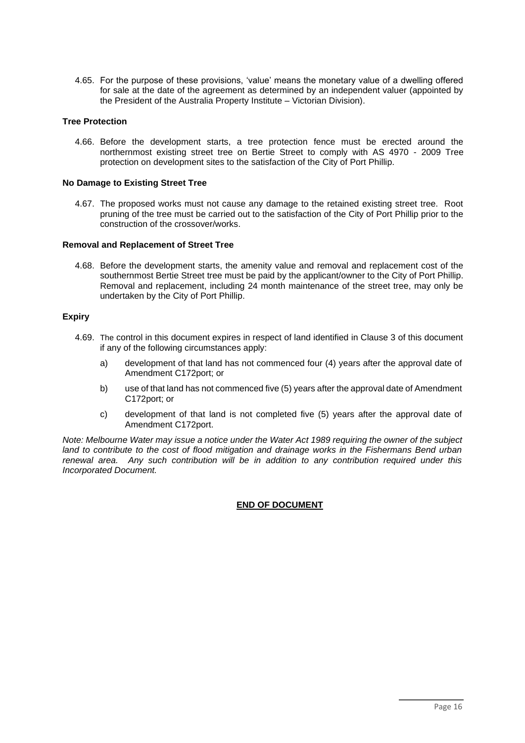4.65. For the purpose of these provisions, 'value' means the monetary value of a dwelling offered for sale at the date of the agreement as determined by an independent valuer (appointed by the President of the Australia Property Institute – Victorian Division).

**Tree Protection**

4.66. Before the development starts, a tree protection fence must be erected around the northernmost existing street tree on Bertie Street to comply with AS 4970 - 2009 Tree protection on development sites to the satisfaction of the City of Port Phillip.

**No Damage to Existing Street Tree**

4.67. The proposed works must not cause any damage to the retained existing street tree. Root pruning of the tree must be carried out to the satisfaction of the City of Port Phillip prior to the construction of the crossover/works.

**Removal and Replacement of Street Tree**

4.68. Before the development starts, the amenity value and removal and replacement cost of the southernmost Bertie Street tree must be paid by the applicant/owner to the City of Port Phillip. Removal and replacement, including 24 month maintenance of the street tree, may only be undertaken by the City of Port Phillip.

**Expiry**

4.69. The control in this document expires in respect of land identified in Clause 3 of this document if any of the following circumstances apply:

a) development of that land has not commenced four (4) years after the approval date of Amendment C172port; or

b) use of that land has not commenced five (5) years after the approval date of Amendment C172port; or

c) development of that land is not completed five (5) years after the approval date of Amendment C172port.

*Note: Melbourne Water may issue a notice under the Water Act 1989 requiring the owner of the subject land to contribute to the cost of flood mitigation and drainage works in the Fishermans Bend urban renewal area. Any such contribution will be in addition to any contribution required under this Incorporated Document.*

**END OF DOCUMENT**